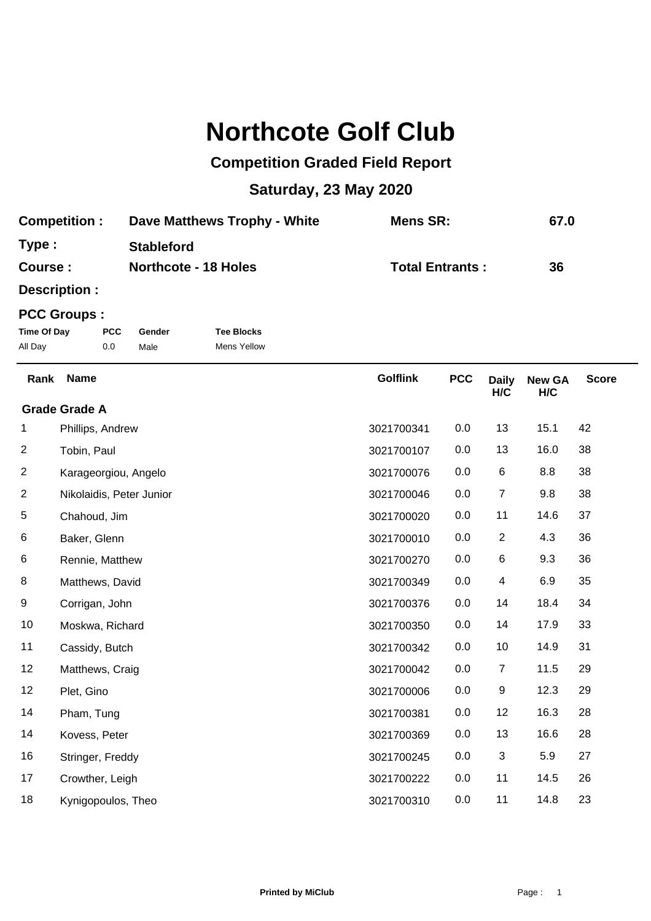# Northcote Golf Club

## Competition Graded Field Report

## Saturday, 23 May 2020

| | | | |
|---|---|---|---|
| **Competition :** | **Dave Matthews Trophy - White** | **Mens SR:** | **67.0** |
| **Type :** | **Stableford** | | |
| **Course :** | **Northcote - 18 Holes** | **Total Entrants :** | **36** |
| **Description :** | | | |

**PCC Groups :**

| Time Of Day | PCC | Gender | Tee Blocks |
|---|---|---|---|
| All Day | 0.0 | Male | Mens Yellow |

| Rank | Name | Golflink | PCC | Daily H/C | New GA H/C | Score |
|---|---|---|---|---|---|---|
| **Grade Grade A** | | | | | | |
| 1 | Phillips, Andrew | 3021700341 | 0.0 | 13 | 15.1 | 42 |
| 2 | Tobin, Paul | 3021700107 | 0.0 | 13 | 16.0 | 38 |
| 2 | Karageorgiou, Angelo | 3021700076 | 0.0 | 6 | 8.8 | 38 |
| 2 | Nikolaidis, Peter Junior | 3021700046 | 0.0 | 7 | 9.8 | 38 |
| 5 | Chahoud, Jim | 3021700020 | 0.0 | 11 | 14.6 | 37 |
| 6 | Baker, Glenn | 3021700010 | 0.0 | 2 | 4.3 | 36 |
| 6 | Rennie, Matthew | 3021700270 | 0.0 | 6 | 9.3 | 36 |
| 8 | Matthews, David | 3021700349 | 0.0 | 4 | 6.9 | 35 |
| 9 | Corrigan, John | 3021700376 | 0.0 | 14 | 18.4 | 34 |
| 10 | Moskwa, Richard | 3021700350 | 0.0 | 14 | 17.9 | 33 |
| 11 | Cassidy, Butch | 3021700342 | 0.0 | 10 | 14.9 | 31 |
| 12 | Matthews, Craig | 3021700042 | 0.0 | 7 | 11.5 | 29 |
| 12 | Plet, Gino | 3021700006 | 0.0 | 9 | 12.3 | 29 |
| 14 | Pham, Tung | 3021700381 | 0.0 | 12 | 16.3 | 28 |
| 14 | Kovess, Peter | 3021700369 | 0.0 | 13 | 16.6 | 28 |
| 16 | Stringer, Freddy | 3021700245 | 0.0 | 3 | 5.9 | 27 |
| 17 | Crowther, Leigh | 3021700222 | 0.0 | 11 | 14.5 | 26 |
| 18 | Kynigopoulos, Theo | 3021700310 | 0.0 | 11 | 14.8 | 23 |

**Printed by MiClub**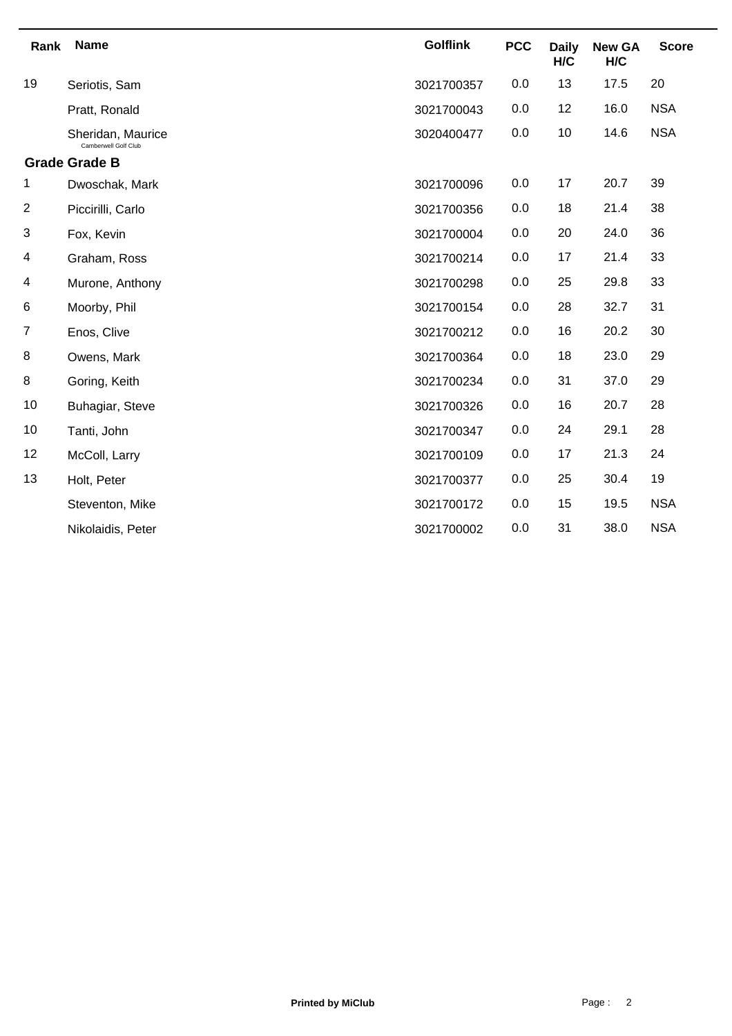| Rank | Name | Golflink | PCC | Daily H/C | New GA H/C | Score |
|---|---|---|---|---|---|---|
| 19 | Seriotis, Sam | 3021700357 | 0.0 | 13 | 17.5 | 20 |
| | Pratt, Ronald | 3021700043 | 0.0 | 12 | 16.0 | NSA |
| | Sheridan, Maurice Camberwell Golf Club | 3020400477 | 0.0 | 10 | 14.6 | NSA |
| **Grade Grade B** | | | | | | |
| 1 | Dwoschak, Mark | 3021700096 | 0.0 | 17 | 20.7 | 39 |
| 2 | Piccirilli, Carlo | 3021700356 | 0.0 | 18 | 21.4 | 38 |
| 3 | Fox, Kevin | 3021700004 | 0.0 | 20 | 24.0 | 36 |
| 4 | Graham, Ross | 3021700214 | 0.0 | 17 | 21.4 | 33 |
| 4 | Murone, Anthony | 3021700298 | 0.0 | 25 | 29.8 | 33 |
| 6 | Moorby, Phil | 3021700154 | 0.0 | 28 | 32.7 | 31 |
| 7 | Enos, Clive | 3021700212 | 0.0 | 16 | 20.2 | 30 |
| 8 | Owens, Mark | 3021700364 | 0.0 | 18 | 23.0 | 29 |
| 8 | Goring, Keith | 3021700234 | 0.0 | 31 | 37.0 | 29 |
| 10 | Buhagiar, Steve | 3021700326 | 0.0 | 16 | 20.7 | 28 |
| 10 | Tanti, John | 3021700347 | 0.0 | 24 | 29.1 | 28 |
| 12 | McColl, Larry | 3021700109 | 0.0 | 17 | 21.3 | 24 |
| 13 | Holt, Peter | 3021700377 | 0.0 | 25 | 30.4 | 19 |
| | Steventon, Mike | 3021700172 | 0.0 | 15 | 19.5 | NSA |
| | Nikolaidis, Peter | 3021700002 | 0.0 | 31 | 38.0 | NSA |

**Printed by MiClub**